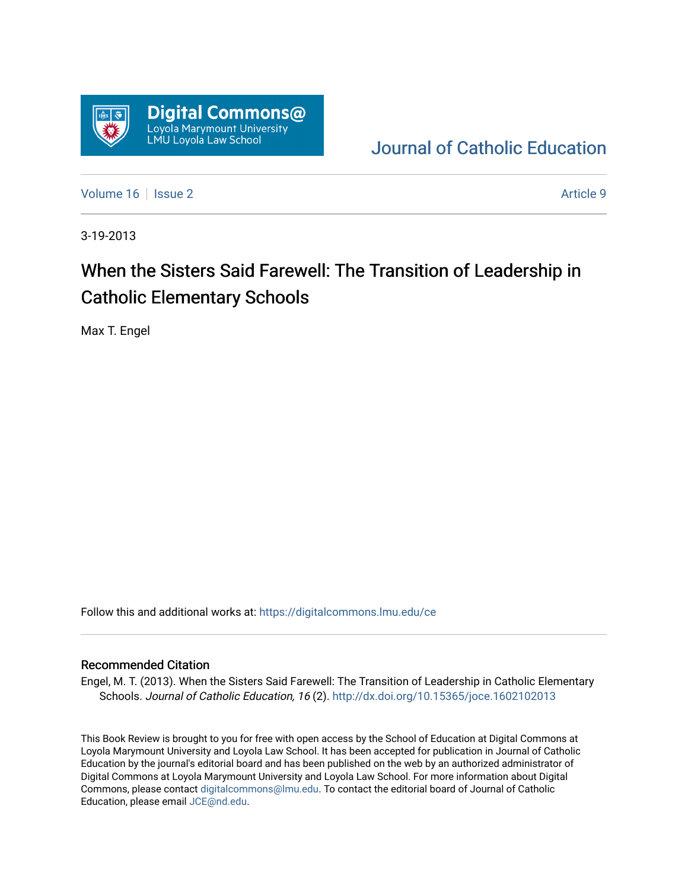Digital Commons@
Loyola Marymount University
LMU Loyola Law School

Journal of Catholic Education

Volume 16 | Issue 2 | Article 9

3-19-2013

# When the Sisters Said Farewell: The Transition of Leadership in Catholic Elementary Schools

Max T. Engel

Follow this and additional works at: https://digitalcommons.lmu.edu/ce

## Recommended Citation

Engel, M. T. (2013). When the Sisters Said Farewell: The Transition of Leadership in Catholic Elementary Schools. *Journal of Catholic Education, 16* (2). http://dx.doi.org/10.15365/joce.1602102013

This Book Review is brought to you for free with open access by the School of Education at Digital Commons at Loyola Marymount University and Loyola Law School. It has been accepted for publication in Journal of Catholic Education by the journal's editorial board and has been published on the web by an authorized administrator of Digital Commons at Loyola Marymount University and Loyola Law School. For more information about Digital Commons, please contact digitalcommons@lmu.edu. To contact the editorial board of Journal of Catholic Education, please email JCE@nd.edu.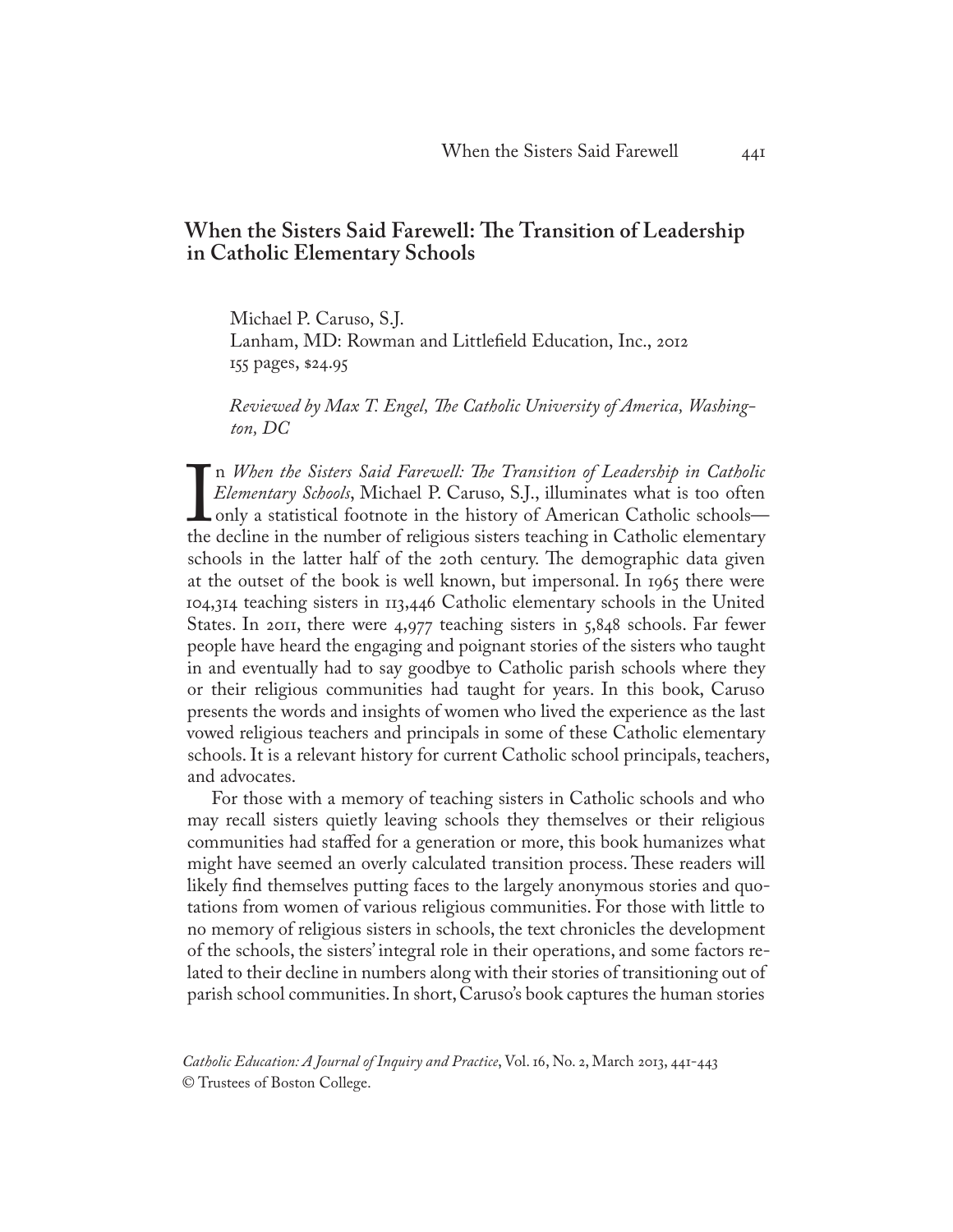## When the Sisters Said Farewell: The Transition of Leadership in Catholic Elementary Schools

Michael P. Caruso, S.J.
Lanham, MD: Rowman and Littlefield Education, Inc., 2012
155 pages, $24.95

*Reviewed by Max T. Engel, The Catholic University of America, Washington, DC*

In *When the Sisters Said Farewell: The Transition of Leadership in Catholic Elementary Schools*, Michael P. Caruso, S.J., illuminates what is too often only a statistical footnote in the history of American Catholic schools—the decline in the number of religious sisters teaching in Catholic elementary schools in the latter half of the 20th century. The demographic data given at the outset of the book is well known, but impersonal. In 1965 there were 104,314 teaching sisters in 113,446 Catholic elementary schools in the United States. In 2011, there were 4,977 teaching sisters in 5,848 schools. Far fewer people have heard the engaging and poignant stories of the sisters who taught in and eventually had to say goodbye to Catholic parish schools where they or their religious communities had taught for years. In this book, Caruso presents the words and insights of women who lived the experience as the last vowed religious teachers and principals in some of these Catholic elementary schools. It is a relevant history for current Catholic school principals, teachers, and advocates.

For those with a memory of teaching sisters in Catholic schools and who may recall sisters quietly leaving schools they themselves or their religious communities had staffed for a generation or more, this book humanizes what might have seemed an overly calculated transition process. These readers will likely find themselves putting faces to the largely anonymous stories and quotations from women of various religious communities. For those with little to no memory of religious sisters in schools, the text chronicles the development of the schools, the sisters' integral role in their operations, and some factors related to their decline in numbers along with their stories of transitioning out of parish school communities. In short, Caruso's book captures the human stories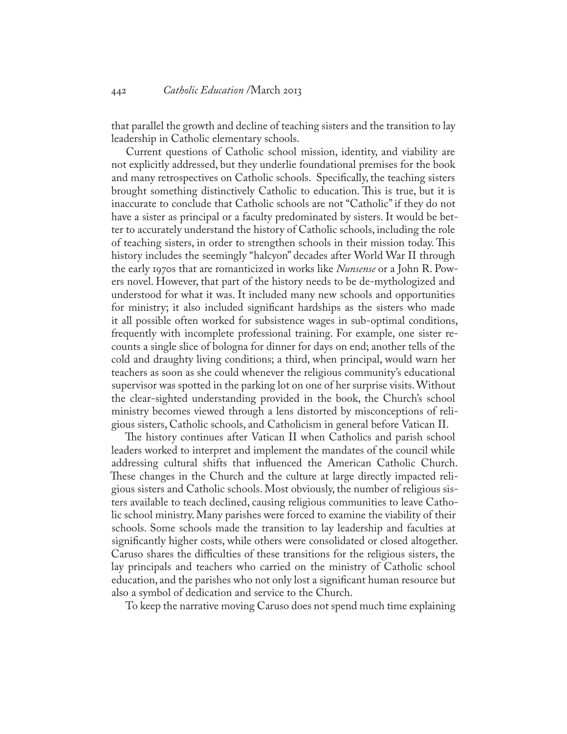that parallel the growth and decline of teaching sisters and the transition to lay leadership in Catholic elementary schools.

Current questions of Catholic school mission, identity, and viability are not explicitly addressed, but they underlie foundational premises for the book and many retrospectives on Catholic schools. Specifically, the teaching sisters brought something distinctively Catholic to education. This is true, but it is inaccurate to conclude that Catholic schools are not "Catholic" if they do not have a sister as principal or a faculty predominated by sisters. It would be better to accurately understand the history of Catholic schools, including the role of teaching sisters, in order to strengthen schools in their mission today. This history includes the seemingly "halcyon" decades after World War II through the early 1970s that are romanticized in works like *Nunsense* or a John R. Powers novel. However, that part of the history needs to be de-mythologized and understood for what it was. It included many new schools and opportunities for ministry; it also included significant hardships as the sisters who made it all possible often worked for subsistence wages in sub-optimal conditions, frequently with incomplete professional training. For example, one sister recounts a single slice of bologna for dinner for days on end; another tells of the cold and draughty living conditions; a third, when principal, would warn her teachers as soon as she could whenever the religious community's educational supervisor was spotted in the parking lot on one of her surprise visits. Without the clear-sighted understanding provided in the book, the Church's school ministry becomes viewed through a lens distorted by misconceptions of religious sisters, Catholic schools, and Catholicism in general before Vatican II.

The history continues after Vatican II when Catholics and parish school leaders worked to interpret and implement the mandates of the council while addressing cultural shifts that influenced the American Catholic Church. These changes in the Church and the culture at large directly impacted religious sisters and Catholic schools. Most obviously, the number of religious sisters available to teach declined, causing religious communities to leave Catholic school ministry. Many parishes were forced to examine the viability of their schools. Some schools made the transition to lay leadership and faculties at significantly higher costs, while others were consolidated or closed altogether. Caruso shares the difficulties of these transitions for the religious sisters, the lay principals and teachers who carried on the ministry of Catholic school education, and the parishes who not only lost a significant human resource but also a symbol of dedication and service to the Church.

To keep the narrative moving Caruso does not spend much time explaining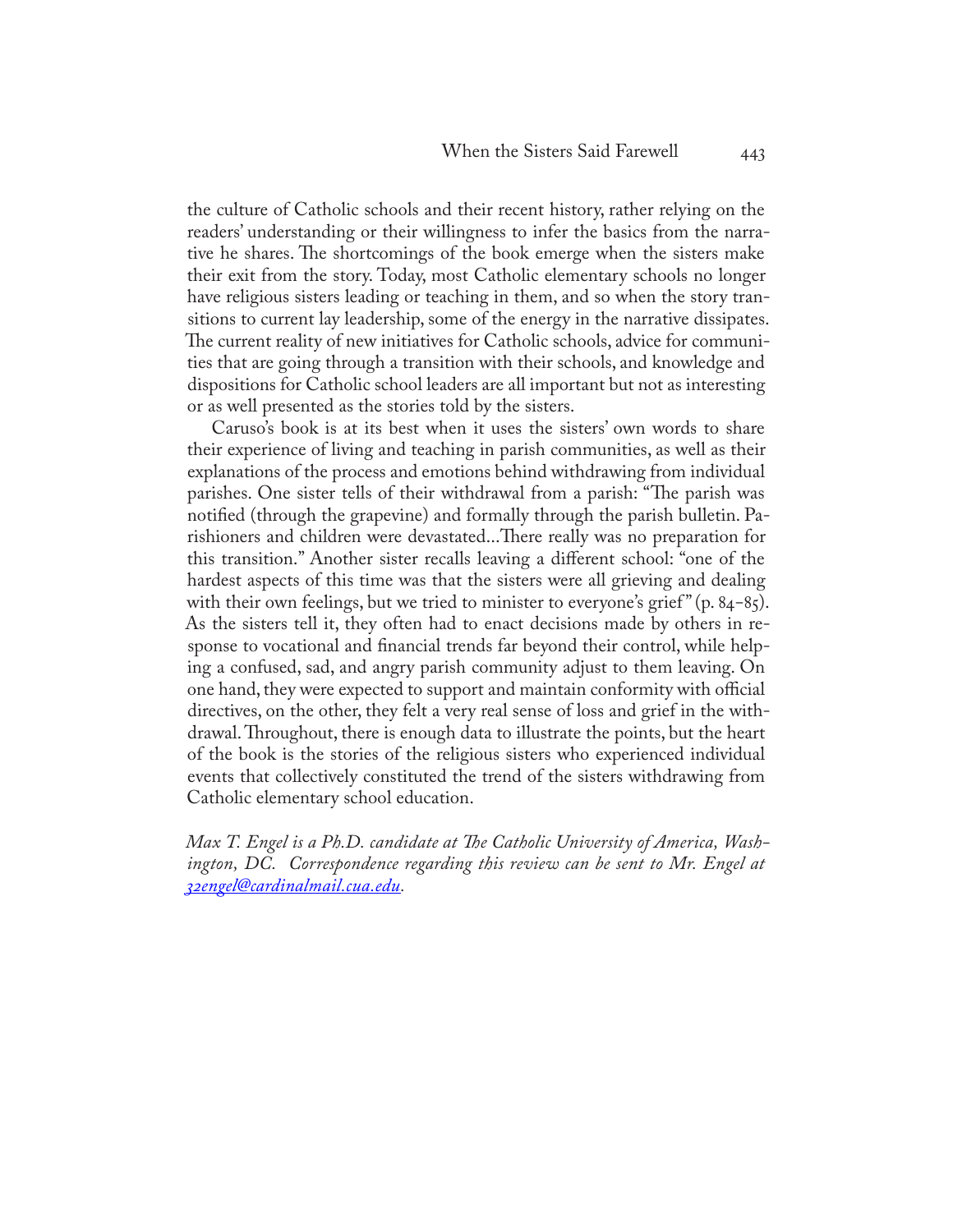the culture of Catholic schools and their recent history, rather relying on the readers' understanding or their willingness to infer the basics from the narrative he shares. The shortcomings of the book emerge when the sisters make their exit from the story. Today, most Catholic elementary schools no longer have religious sisters leading or teaching in them, and so when the story transitions to current lay leadership, some of the energy in the narrative dissipates. The current reality of new initiatives for Catholic schools, advice for communities that are going through a transition with their schools, and knowledge and dispositions for Catholic school leaders are all important but not as interesting or as well presented as the stories told by the sisters.

Caruso's book is at its best when it uses the sisters' own words to share their experience of living and teaching in parish communities, as well as their explanations of the process and emotions behind withdrawing from individual parishes. One sister tells of their withdrawal from a parish: "The parish was notified (through the grapevine) and formally through the parish bulletin. Parishioners and children were devastated...There really was no preparation for this transition." Another sister recalls leaving a different school: "one of the hardest aspects of this time was that the sisters were all grieving and dealing with their own feelings, but we tried to minister to everyone's grief" (p. 84-85). As the sisters tell it, they often had to enact decisions made by others in response to vocational and financial trends far beyond their control, while helping a confused, sad, and angry parish community adjust to them leaving. On one hand, they were expected to support and maintain conformity with official directives, on the other, they felt a very real sense of loss and grief in the withdrawal. Throughout, there is enough data to illustrate the points, but the heart of the book is the stories of the religious sisters who experienced individual events that collectively constituted the trend of the sisters withdrawing from Catholic elementary school education.

*Max T. Engel is a Ph.D. candidate at The Catholic University of America, Washington, DC. Correspondence regarding this review can be sent to Mr. Engel at 32engel@cardinalmail.cua.edu.*